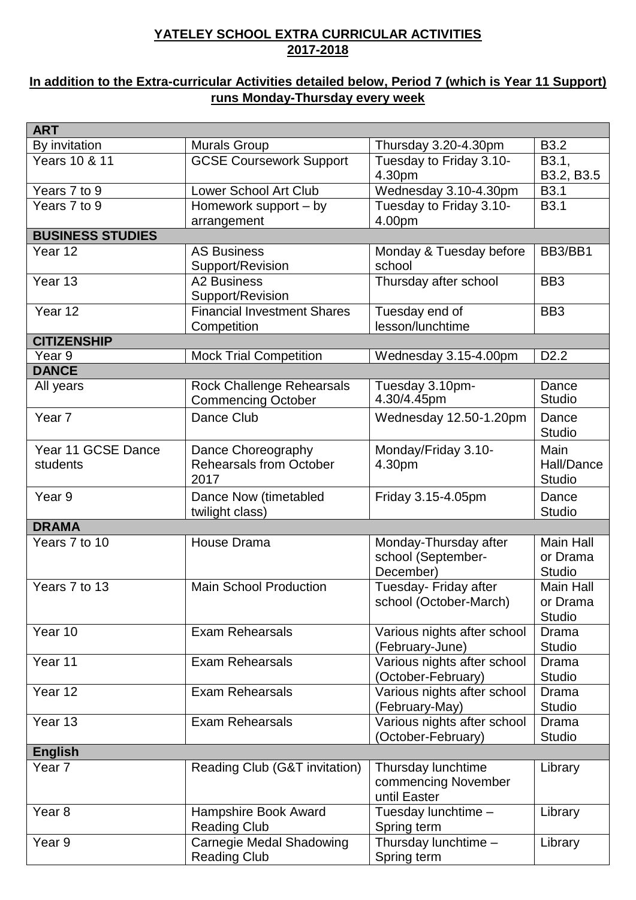**YATELEY SCHOOL EXTRA CURRICULAR ACTIVITIES**
**2017-2018**

**In addition to the Extra-curricular Activities detailed below, Period 7 (which is Year 11 Support) runs Monday-Thursday every week**

| **ART** | | | |
|---|---|---|---|
| By invitation | Murals Group | Thursday 3.20-4.30pm | B3.2 |
| Years 10 & 11 | GCSE Coursework Support | Tuesday to Friday 3.10-4.30pm | B3.1, B3.2, B3.5 |
| Years 7 to 9 | Lower School Art Club | Wednesday 3.10-4.30pm | B3.1 |
| Years 7 to 9 | Homework support – by arrangement | Tuesday to Friday 3.10-4.00pm | B3.1 |
| **BUSINESS STUDIES** | | | |
| Year 12 | AS Business Support/Revision | Monday & Tuesday before school | BB3/BB1 |
| Year 13 | A2 Business Support/Revision | Thursday after school | BB3 |
| Year 12 | Financial Investment Shares Competition | Tuesday end of lesson/lunchtime | BB3 |
| **CITIZENSHIP** | | | |
| Year 9 | Mock Trial Competition | Wednesday 3.15-4.00pm | D2.2 |
| **DANCE** | | | |
| All years | Rock Challenge Rehearsals Commencing October | Tuesday 3.10pm-4.30/4.45pm | Dance Studio |
| Year 7 | Dance Club | Wednesday 12.50-1.20pm | Dance Studio |
| Year 11 GCSE Dance students | Dance Choreography Rehearsals from October 2017 | Monday/Friday 3.10-4.30pm | Main Hall/Dance Studio |
| Year 9 | Dance Now (timetabled twilight class) | Friday 3.15-4.05pm | Dance Studio |
| **DRAMA** | | | |
| Years 7 to 10 | House Drama | Monday-Thursday after school (September-December) | Main Hall or Drama Studio |
| Years 7 to 13 | Main School Production | Tuesday- Friday after school (October-March) | Main Hall or Drama Studio |
| Year 10 | Exam Rehearsals | Various nights after school (February-June) | Drama Studio |
| Year 11 | Exam Rehearsals | Various nights after school (October-February) | Drama Studio |
| Year 12 | Exam Rehearsals | Various nights after school (February-May) | Drama Studio |
| Year 13 | Exam Rehearsals | Various nights after school (October-February) | Drama Studio |
| **English** | | | |
| Year 7 | Reading Club (G&T invitation) | Thursday lunchtime commencing November until Easter | Library |
| Year 8 | Hampshire Book Award Reading Club | Tuesday lunchtime – Spring term | Library |
| Year 9 | Carnegie Medal Shadowing Reading Club | Thursday lunchtime – Spring term | Library |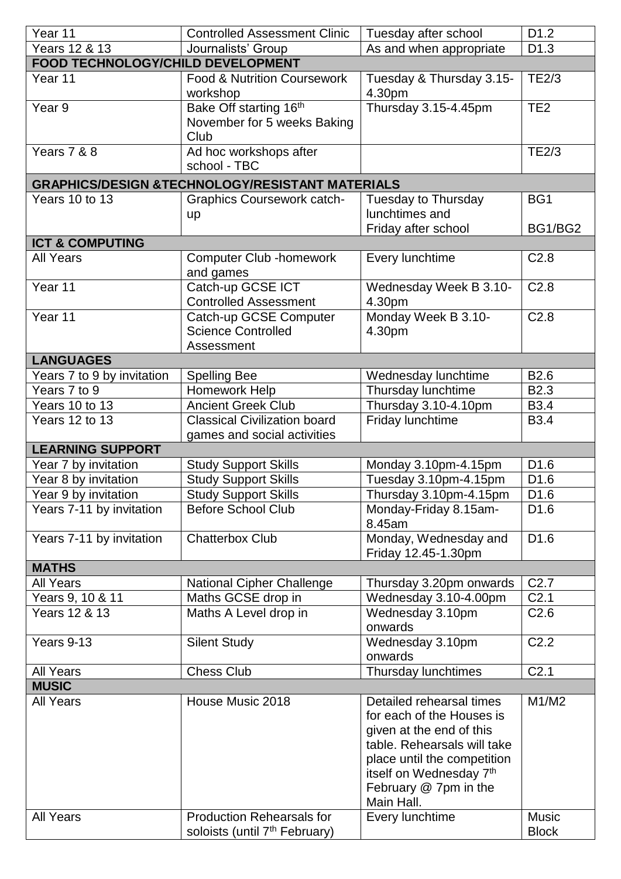| | | | |
|---|---|---|---|
| Year 11 | Controlled Assessment Clinic | Tuesday after school | D1.2 |
| Years 12 & 13 | Journalists' Group | As and when appropriate | D1.3 |
| **FOOD TECHNOLOGY/CHILD DEVELOPMENT** | | | |
| Year 11 | Food & Nutrition Coursework workshop | Tuesday & Thursday 3.15-4.30pm | TE2/3 |
| Year 9 | Bake Off starting 16th November for 5 weeks Baking Club | Thursday 3.15-4.45pm | TE2 |
| Years 7 & 8 | Ad hoc workshops after school - TBC | | TE2/3 |
| **GRAPHICS/DESIGN &TECHNOLOGY/RESISTANT MATERIALS** | | | |
| Years 10 to 13 | Graphics Coursework catch-up | Tuesday to Thursday lunchtimes and Friday after school | BG1 BG1/BG2 |
| **ICT & COMPUTING** | | | |
| All Years | Computer Club -homework and games | Every lunchtime | C2.8 |
| Year 11 | Catch-up GCSE ICT Controlled Assessment | Wednesday Week B 3.10-4.30pm | C2.8 |
| Year 11 | Catch-up GCSE Computer Science Controlled Assessment | Monday Week B 3.10-4.30pm | C2.8 |
| **LANGUAGES** | | | |
| Years 7 to 9 by invitation | Spelling Bee | Wednesday lunchtime | B2.6 |
| Years 7 to 9 | Homework Help | Thursday lunchtime | B2.3 |
| Years 10 to 13 | Ancient Greek Club | Thursday 3.10-4.10pm | B3.4 |
| Years 12 to 13 | Classical Civilization board games and social activities | Friday lunchtime | B3.4 |
| **LEARNING SUPPORT** | | | |
| Year 7 by invitation | Study Support Skills | Monday 3.10pm-4.15pm | D1.6 |
| Year 8 by invitation | Study Support Skills | Tuesday 3.10pm-4.15pm | D1.6 |
| Year 9 by invitation | Study Support Skills | Thursday 3.10pm-4.15pm | D1.6 |
| Years 7-11 by invitation | Before School Club | Monday-Friday 8.15am-8.45am | D1.6 |
| Years 7-11 by invitation | Chatterbox Club | Monday, Wednesday and Friday 12.45-1.30pm | D1.6 |
| **MATHS** | | | |
| All Years | National Cipher Challenge | Thursday 3.20pm onwards | C2.7 |
| Years 9, 10 & 11 | Maths GCSE drop in | Wednesday 3.10-4.00pm | C2.1 |
| Years 12 & 13 | Maths A Level drop in | Wednesday 3.10pm onwards | C2.6 |
| Years 9-13 | Silent Study | Wednesday 3.10pm onwards | C2.2 |
| All Years | Chess Club | Thursday lunchtimes | C2.1 |
| **MUSIC** | | | |
| All Years | House Music 2018 | Detailed rehearsal times for each of the Houses is given at the end of this table. Rehearsals will take place until the competition itself on Wednesday 7th February @ 7pm in the Main Hall. | M1/M2 |
| All Years | Production Rehearsals for soloists (until 7th February) | Every lunchtime | Music Block |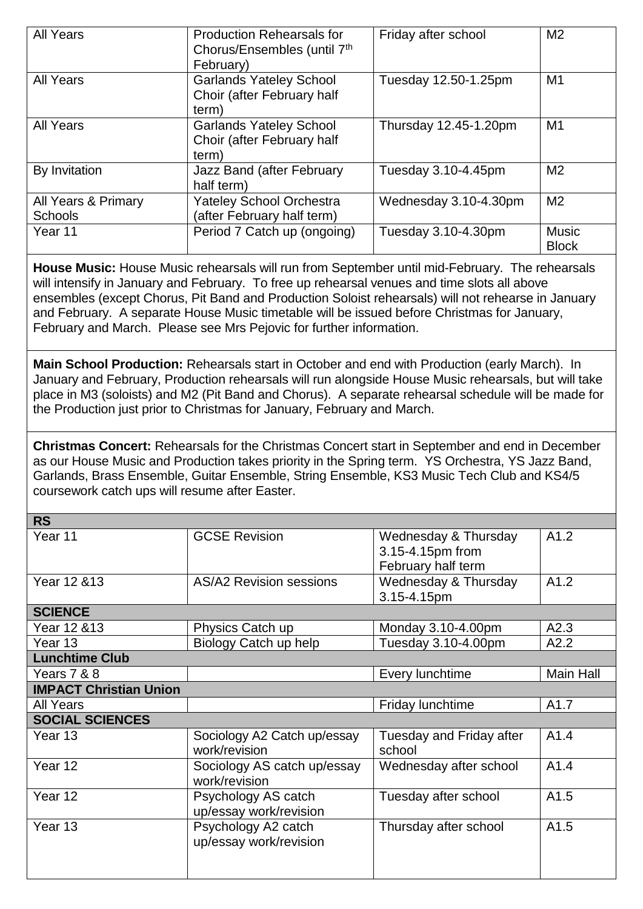| | | | |
|---|---|---|---|
| All Years | Production Rehearsals for Chorus/Ensembles (until 7th February) | Friday after school | M2 |
| All Years | Garlands Yateley School Choir (after February half term) | Tuesday 12.50-1.25pm | M1 |
| All Years | Garlands Yateley School Choir (after February half term) | Thursday 12.45-1.20pm | M1 |
| By Invitation | Jazz Band (after February half term) | Tuesday 3.10-4.45pm | M2 |
| All Years & Primary Schools | Yateley School Orchestra (after February half term) | Wednesday 3.10-4.30pm | M2 |
| Year 11 | Period 7 Catch up (ongoing) | Tuesday 3.10-4.30pm | Music Block |

**House Music:** House Music rehearsals will run from September until mid-February. The rehearsals will intensify in January and February. To free up rehearsal venues and time slots all above ensembles (except Chorus, Pit Band and Production Soloist rehearsals) will not rehearse in January and February. A separate House Music timetable will be issued before Christmas for January, February and March. Please see Mrs Pejovic for further information.

**Main School Production:** Rehearsals start in October and end with Production (early March). In January and February, Production rehearsals will run alongside House Music rehearsals, but will take place in M3 (soloists) and M2 (Pit Band and Chorus). A separate rehearsal schedule will be made for the Production just prior to Christmas for January, February and March.

**Christmas Concert:** Rehearsals for the Christmas Concert start in September and end in December as our House Music and Production takes priority in the Spring term. YS Orchestra, YS Jazz Band, Garlands, Brass Ensemble, Guitar Ensemble, String Ensemble, KS3 Music Tech Club and KS4/5 coursework catch ups will resume after Easter.

| | | | |
|---|---|---|---|
| **RS** | | | |
| Year 11 | GCSE Revision | Wednesday & Thursday 3.15-4.15pm from February half term | A1.2 |
| Year 12 &13 | AS/A2 Revision sessions | Wednesday & Thursday 3.15-4.15pm | A1.2 |
| **SCIENCE** | | | |
| Year 12 &13 | Physics Catch up | Monday 3.10-4.00pm | A2.3 |
| Year 13 | Biology Catch up help | Tuesday 3.10-4.00pm | A2.2 |
| **Lunchtime Club** | | | |
| Years 7 & 8 | | Every lunchtime | Main Hall |
| **IMPACT Christian Union** | | | |
| All Years | | Friday lunchtime | A1.7 |
| **SOCIAL SCIENCES** | | | |
| Year 13 | Sociology A2 Catch up/essay work/revision | Tuesday and Friday after school | A1.4 |
| Year 12 | Sociology AS catch up/essay work/revision | Wednesday after school | A1.4 |
| Year 12 | Psychology AS catch up/essay work/revision | Tuesday after school | A1.5 |
| Year 13 | Psychology A2 catch up/essay work/revision | Thursday after school | A1.5 |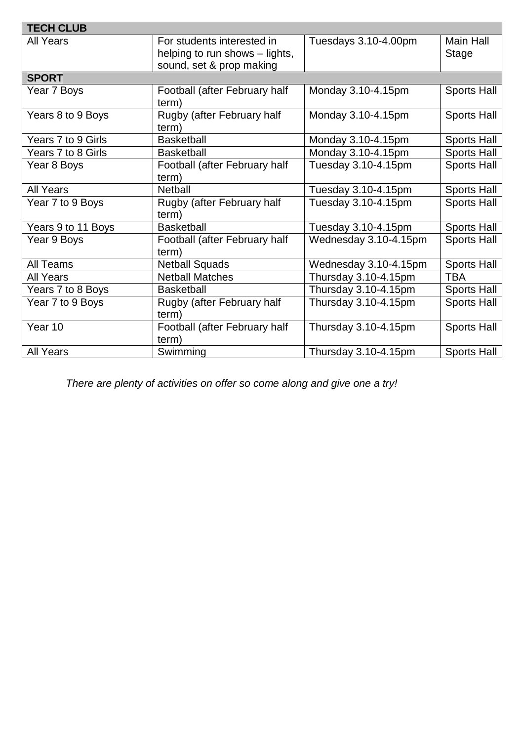| TECH CLUB | | | |
|---|---|---|---|
| All Years | For students interested in helping to run shows – lights, sound, set & prop making | Tuesdays 3.10-4.00pm | Main Hall Stage |
| **SPORT** | | | |
| Year 7 Boys | Football (after February half term) | Monday 3.10-4.15pm | Sports Hall |
| Years 8 to 9 Boys | Rugby (after February half term) | Monday 3.10-4.15pm | Sports Hall |
| Years 7 to 9 Girls | Basketball | Monday 3.10-4.15pm | Sports Hall |
| Years 7 to 8 Girls | Basketball | Monday 3.10-4.15pm | Sports Hall |
| Year 8 Boys | Football (after February half term) | Tuesday 3.10-4.15pm | Sports Hall |
| All Years | Netball | Tuesday 3.10-4.15pm | Sports Hall |
| Year 7 to 9 Boys | Rugby (after February half term) | Tuesday 3.10-4.15pm | Sports Hall |
| Years 9 to 11 Boys | Basketball | Tuesday 3.10-4.15pm | Sports Hall |
| Year 9 Boys | Football (after February half term) | Wednesday 3.10-4.15pm | Sports Hall |
| All Teams | Netball Squads | Wednesday 3.10-4.15pm | Sports Hall |
| All Years | Netball Matches | Thursday 3.10-4.15pm | TBA |
| Years 7 to 8 Boys | Basketball | Thursday 3.10-4.15pm | Sports Hall |
| Year 7 to 9 Boys | Rugby (after February half term) | Thursday 3.10-4.15pm | Sports Hall |
| Year 10 | Football (after February half term) | Thursday 3.10-4.15pm | Sports Hall |
| All Years | Swimming | Thursday 3.10-4.15pm | Sports Hall |

*There are plenty of activities on offer so come along and give one a try!*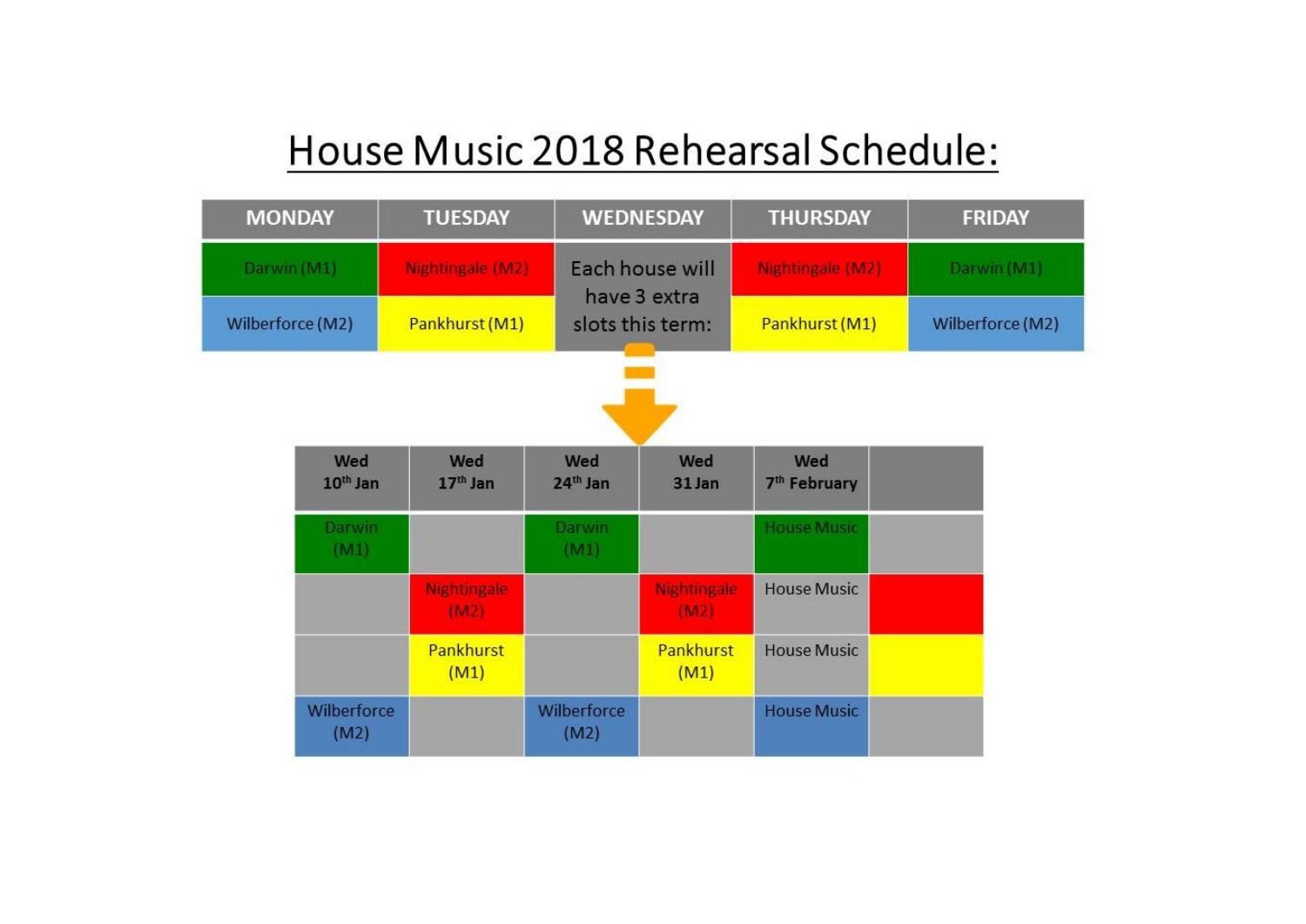# House Music 2018 Rehearsal Schedule:

| MONDAY | TUESDAY | WEDNESDAY | THURSDAY | FRIDAY |
|---|---|---|---|---|
| Darwin (M1) | Nightingale (M2) | Each house will have 3 extra slots this term: | Nightingale (M2) | Darwin (M1) |
| Wilberforce (M2) | Pankhurst (M1) | | Pankhurst (M1) | Wilberforce (M2) |

| Wed 10th Jan | Wed 17th Jan | Wed 24th Jan | Wed 31 Jan | Wed 7th February | |
|---|---|---|---|---|---|
| Darwin (M1) | | Darwin (M1) | | House Music | |
| | Nightingale (M2) | | Nightingale (M2) | House Music | |
| | Pankhurst (M1) | | Pankhurst (M1) | House Music | |
| Wilberforce (M2) | | Wilberforce (M2) | | House Music | |